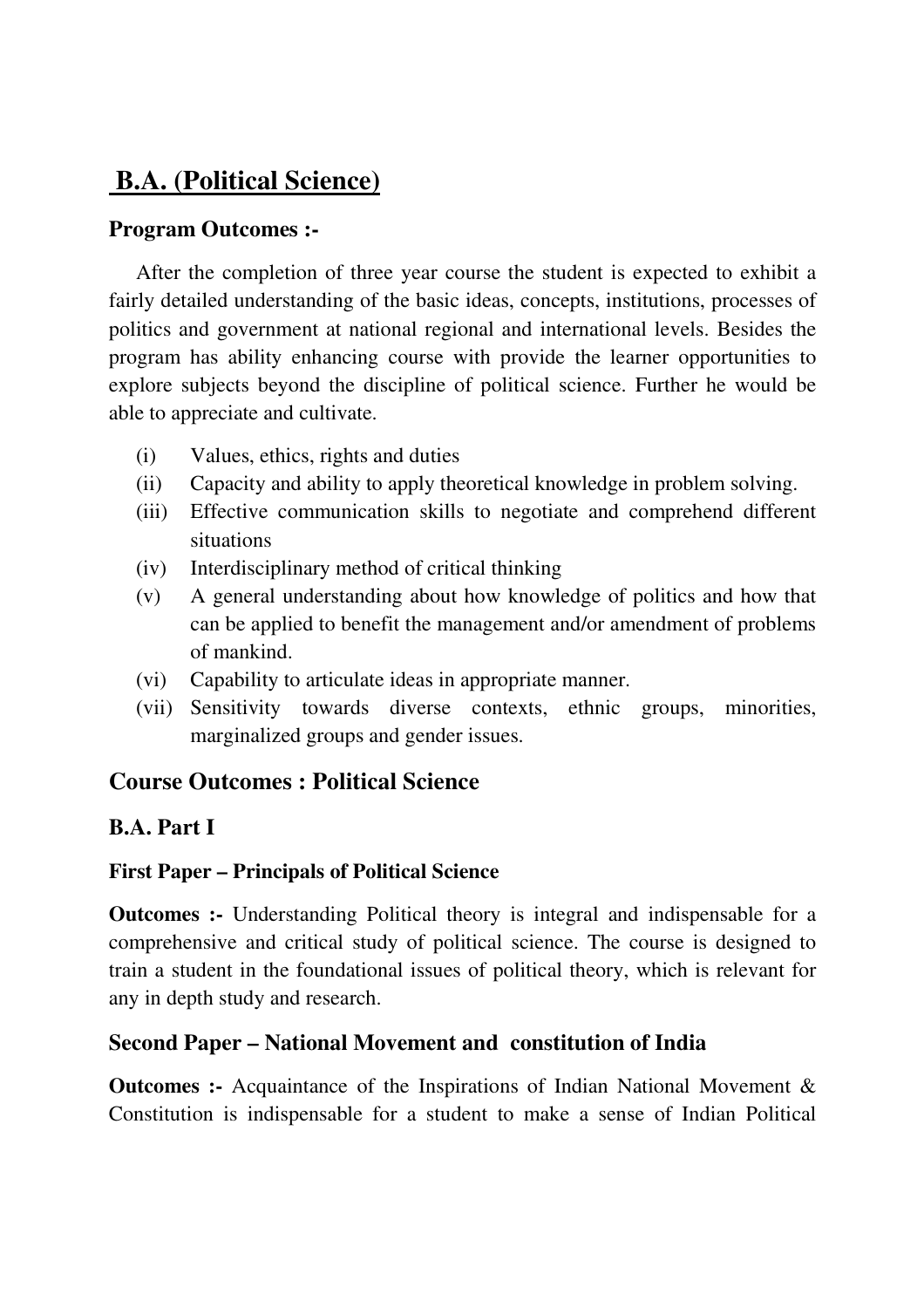# B.A. (Political Science)

### Program Outcomes :-

After the completion of three year course the student is expected to exhibit a fairly detailed understanding of the basic ideas, concepts, institutions, processes of politics and government at national regional and international levels. Besides the program has ability enhancing course with provide the learner opportunities to explore subjects beyond the discipline of political science. Further he would be able to appreciate and cultivate.

- (i) Values, ethics, rights and duties
- (ii) Capacity and ability to apply theoretical knowledge in problem solving.
- (iii) Effective communication skills to negotiate and comprehend different situations
- (iv) Interdisciplinary method of critical thinking
- (v) A general understanding about how knowledge of politics and how that can be applied to benefit the management and/or amendment of problems of mankind.
- (vi) Capability to articulate ideas in appropriate manner.
- (vii) Sensitivity towards diverse contexts, ethnic groups, minorities, marginalized groups and gender issues.

## Course Outcomes : Political Science

## B.A. Part I

### First Paper – Principals of Political Science

**Outcomes :-** Understanding Political theory is integral and indispensable for a comprehensive and critical study of political science. The course is designed to train a student in the foundational issues of political theory, which is relevant for any in depth study and research.

### Second Paper – National Movement and constitution of India

**Outcomes :-** Acquaintance of the Inspirations of Indian National Movement & Constitution is indispensable for a student to make a sense of Indian Political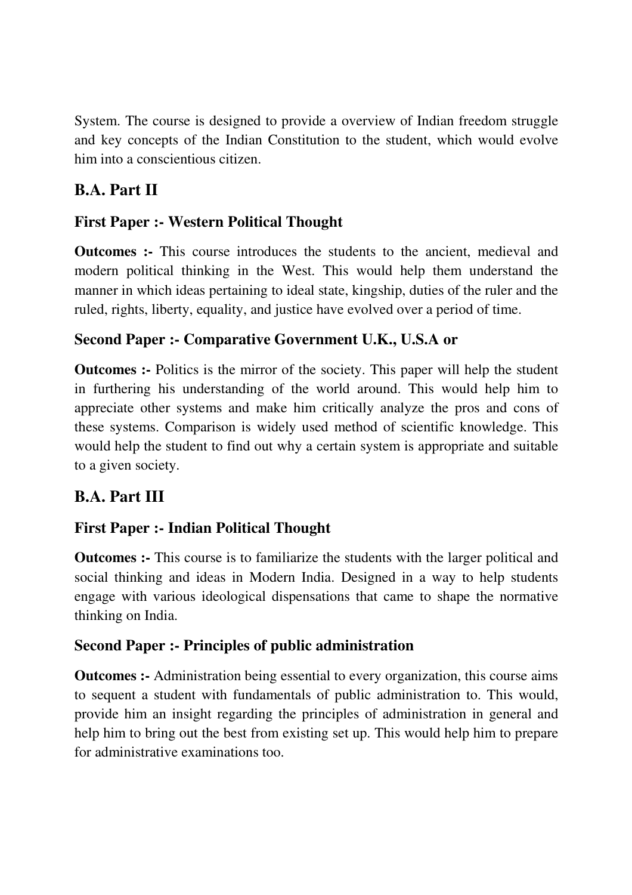System. The course is designed to provide a overview of Indian freedom struggle and key concepts of the Indian Constitution to the student, which would evolve him into a conscientious citizen.

## B.A. Part II

### First Paper :- Western Political Thought

**Outcomes :-** This course introduces the students to the ancient, medieval and modern political thinking in the West. This would help them understand the manner in which ideas pertaining to ideal state, kingship, duties of the ruler and the ruled, rights, liberty, equality, and justice have evolved over a period of time.

### Second Paper :- Comparative Government U.K., U.S.A or

**Outcomes :-** Politics is the mirror of the society. This paper will help the student in furthering his understanding of the world around. This would help him to appreciate other systems and make him critically analyze the pros and cons of these systems. Comparison is widely used method of scientific knowledge. This would help the student to find out why a certain system is appropriate and suitable to a given society.

## B.A. Part III

### First Paper :- Indian Political Thought

**Outcomes :-** This course is to familiarize the students with the larger political and social thinking and ideas in Modern India. Designed in a way to help students engage with various ideological dispensations that came to shape the normative thinking on India.

### Second Paper :- Principles of public administration

**Outcomes :-** Administration being essential to every organization, this course aims to sequent a student with fundamentals of public administration to. This would, provide him an insight regarding the principles of administration in general and help him to bring out the best from existing set up. This would help him to prepare for administrative examinations too.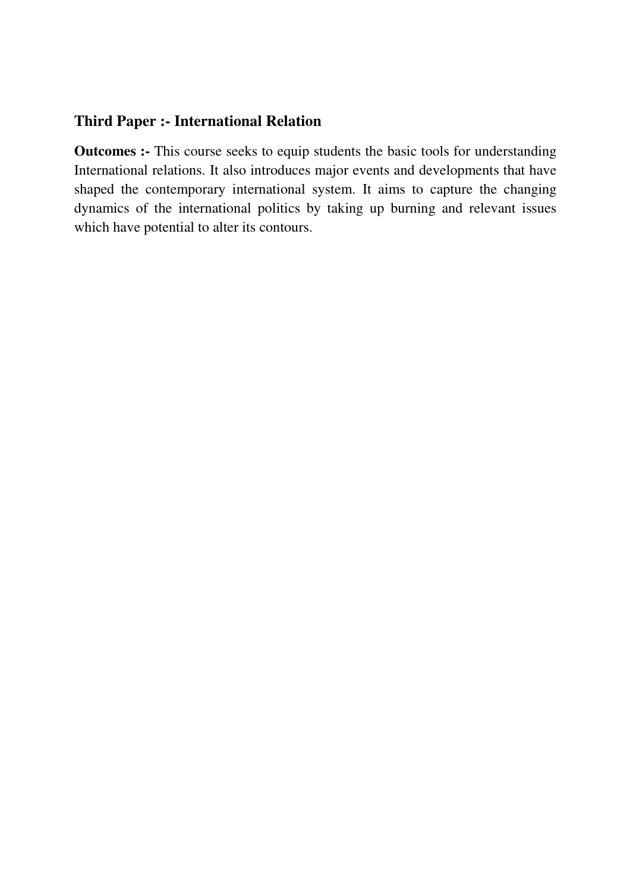**Third Paper :- International Relation**

**Outcomes :-** This course seeks to equip students the basic tools for understanding International relations. It also introduces major events and developments that have shaped the contemporary international system. It aims to capture the changing dynamics of the international politics by taking up burning and relevant issues which have potential to alter its contours.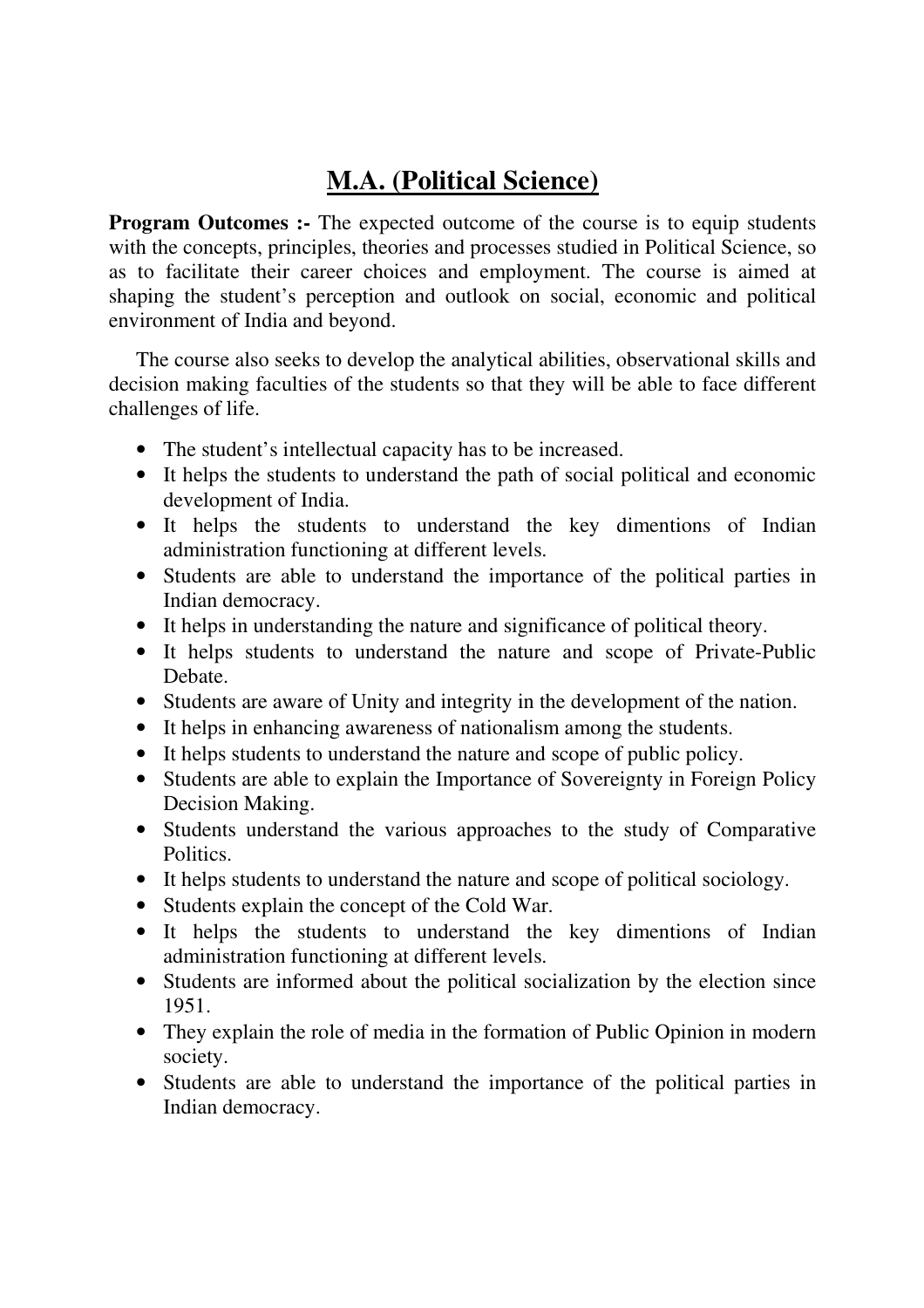# M.A. (Political Science)

**Program Outcomes :-** The expected outcome of the course is to equip students with the concepts, principles, theories and processes studied in Political Science, so as to facilitate their career choices and employment. The course is aimed at shaping the student's perception and outlook on social, economic and political environment of India and beyond.

The course also seeks to develop the analytical abilities, observational skills and decision making faculties of the students so that they will be able to face different challenges of life.

- The student's intellectual capacity has to be increased.
- It helps the students to understand the path of social political and economic development of India.
- It helps the students to understand the key dimentions of Indian administration functioning at different levels.
- Students are able to understand the importance of the political parties in Indian democracy.
- It helps in understanding the nature and significance of political theory.
- It helps students to understand the nature and scope of Private-Public Debate.
- Students are aware of Unity and integrity in the development of the nation.
- It helps in enhancing awareness of nationalism among the students.
- It helps students to understand the nature and scope of public policy.
- Students are able to explain the Importance of Sovereignty in Foreign Policy Decision Making.
- Students understand the various approaches to the study of Comparative Politics.
- It helps students to understand the nature and scope of political sociology.
- Students explain the concept of the Cold War.
- It helps the students to understand the key dimentions of Indian administration functioning at different levels.
- Students are informed about the political socialization by the election since 1951.
- They explain the role of media in the formation of Public Opinion in modern society.
- Students are able to understand the importance of the political parties in Indian democracy.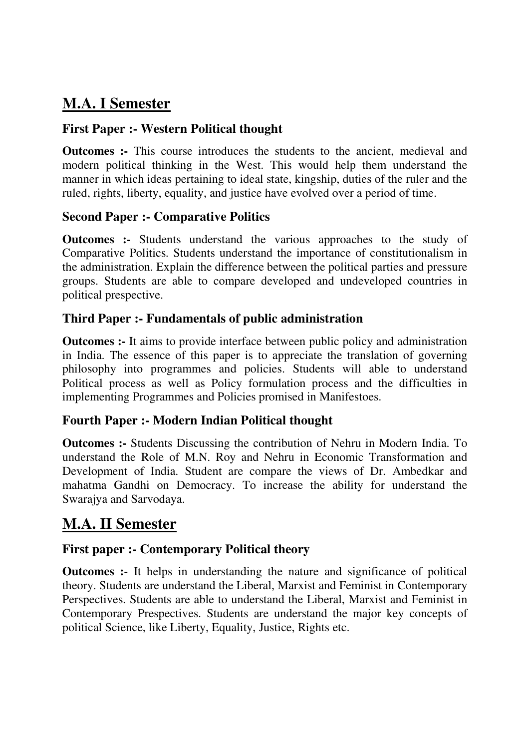# M.A. I Semester

### First Paper :- Western Political thought

**Outcomes :-** This course introduces the students to the ancient, medieval and modern political thinking in the West. This would help them understand the manner in which ideas pertaining to ideal state, kingship, duties of the ruler and the ruled, rights, liberty, equality, and justice have evolved over a period of time.

### Second Paper :- Comparative Politics

**Outcomes :-** Students understand the various approaches to the study of Comparative Politics. Students understand the importance of constitutionalism in the administration. Explain the difference between the political parties and pressure groups. Students are able to compare developed and undeveloped countries in political prespective.

### Third Paper :- Fundamentals of public administration

**Outcomes :-** It aims to provide interface between public policy and administration in India. The essence of this paper is to appreciate the translation of governing philosophy into programmes and policies. Students will able to understand Political process as well as Policy formulation process and the difficulties in implementing Programmes and Policies promised in Manifestoes.

### Fourth Paper :- Modern Indian Political thought

**Outcomes :-** Students Discussing the contribution of Nehru in Modern India. To understand the Role of M.N. Roy and Nehru in Economic Transformation and Development of India. Student are compare the views of Dr. Ambedkar and mahatma Gandhi on Democracy. To increase the ability for understand the Swarajya and Sarvodaya.

# M.A. II Semester

### First paper :- Contemporary Political theory

**Outcomes :-** It helps in understanding the nature and significance of political theory. Students are understand the Liberal, Marxist and Feminist in Contemporary Perspectives. Students are able to understand the Liberal, Marxist and Feminist in Contemporary Prespectives. Students are understand the major key concepts of political Science, like Liberty, Equality, Justice, Rights etc.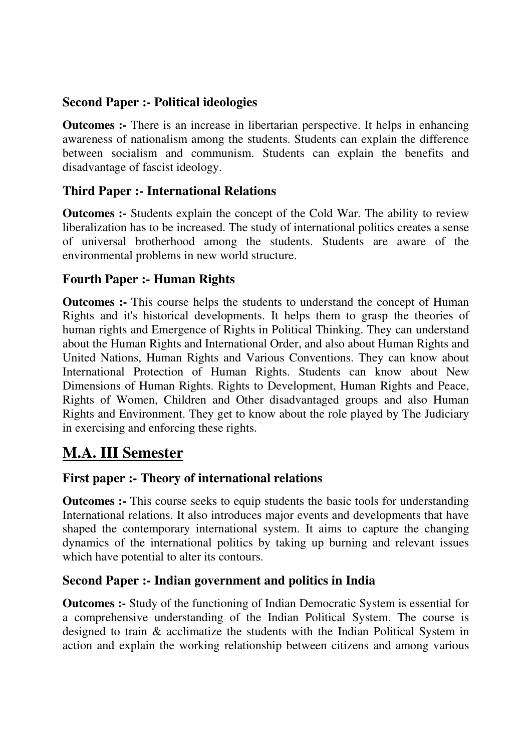### Second Paper :- Political ideologies

**Outcomes :-** There is an increase in libertarian perspective. It helps in enhancing awareness of nationalism among the students. Students can explain the difference between socialism and communism. Students can explain the benefits and disadvantage of fascist ideology.

### Third Paper :- International Relations

**Outcomes :-** Students explain the concept of the Cold War. The ability to review liberalization has to be increased. The study of international politics creates a sense of universal brotherhood among the students. Students are aware of the environmental problems in new world structure.

### Fourth Paper :- Human Rights

**Outcomes :-** This course helps the students to understand the concept of Human Rights and it's historical developments. It helps them to grasp the theories of human rights and Emergence of Rights in Political Thinking. They can understand about the Human Rights and International Order, and also about Human Rights and United Nations, Human Rights and Various Conventions. They can know about International Protection of Human Rights. Students can know about New Dimensions of Human Rights. Rights to Development, Human Rights and Peace, Rights of Women, Children and Other disadvantaged groups and also Human Rights and Environment. They get to know about the role played by The Judiciary in exercising and enforcing these rights.

## M.A. III Semester

### First paper :- Theory of international relations

**Outcomes :-** This course seeks to equip students the basic tools for understanding International relations. It also introduces major events and developments that have shaped the contemporary international system. It aims to capture the changing dynamics of the international politics by taking up burning and relevant issues which have potential to alter its contours.

### Second Paper :- Indian government and politics in India

**Outcomes :-** Study of the functioning of Indian Democratic System is essential for a comprehensive understanding of the Indian Political System. The course is designed to train & acclimatize the students with the Indian Political System in action and explain the working relationship between citizens and among various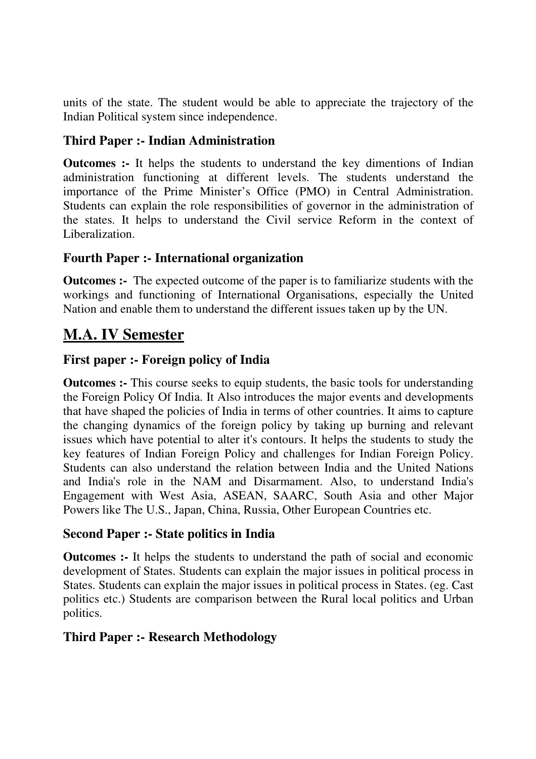units of the state. The student would be able to appreciate the trajectory of the Indian Political system since independence.

### Third Paper :- Indian Administration

**Outcomes :-** It helps the students to understand the key dimentions of Indian administration functioning at different levels. The students understand the importance of the Prime Minister's Office (PMO) in Central Administration. Students can explain the role responsibilities of governor in the administration of the states. It helps to understand the Civil service Reform in the context of Liberalization.

### Fourth Paper :- International organization

**Outcomes :-** The expected outcome of the paper is to familiarize students with the workings and functioning of International Organisations, especially the United Nation and enable them to understand the different issues taken up by the UN.

## M.A. IV Semester

### First paper :- Foreign policy of India

**Outcomes :-** This course seeks to equip students, the basic tools for understanding the Foreign Policy Of India. It Also introduces the major events and developments that have shaped the policies of India in terms of other countries. It aims to capture the changing dynamics of the foreign policy by taking up burning and relevant issues which have potential to alter it's contours. It helps the students to study the key features of Indian Foreign Policy and challenges for Indian Foreign Policy. Students can also understand the relation between India and the United Nations and India's role in the NAM and Disarmament. Also, to understand India's Engagement with West Asia, ASEAN, SAARC, South Asia and other Major Powers like The U.S., Japan, China, Russia, Other European Countries etc.

### Second Paper :- State politics in India

**Outcomes :-** It helps the students to understand the path of social and economic development of States. Students can explain the major issues in political process in States. Students can explain the major issues in political process in States. (eg. Cast politics etc.) Students are comparison between the Rural local politics and Urban politics.

### Third Paper :- Research Methodology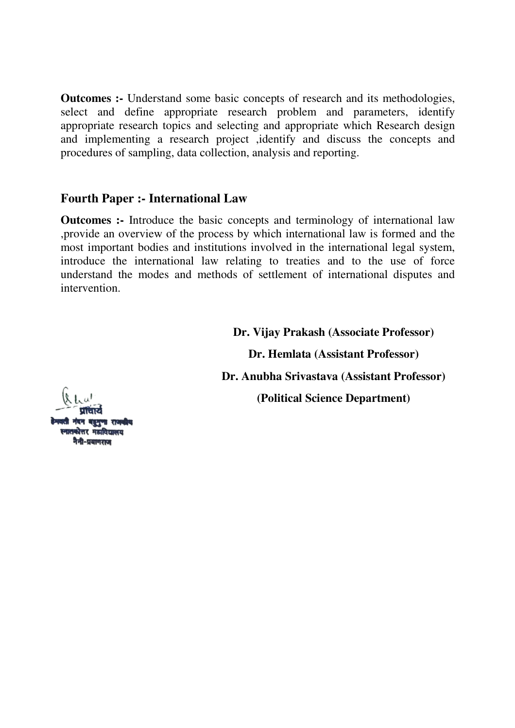**Outcomes :-** Understand some basic concepts of research and its methodologies, select and define appropriate research problem and parameters, identify appropriate research topics and selecting and appropriate which Research design and implementing a research project ,identify and discuss the concepts and procedures of sampling, data collection, analysis and reporting.

### Fourth Paper :- International Law

**Outcomes :-** Introduce the basic concepts and terminology of international law ,provide an overview of the process by which international law is formed and the most important bodies and institutions involved in the international legal system, introduce the international law relating to treaties and to the use of force understand the modes and methods of settlement of international disputes and intervention.

**Dr. Vijay Prakash (Associate Professor)**

**Dr. Hemlata (Assistant Professor)**

**Dr. Anubha Srivastava (Assistant Professor)**

**(Political Science Department)**

प्राचार्य
हेमवती नंदन बहुगुणा राजकीय
स्नातकोत्तर महाविद्यालय
नैनी-प्रयागराज